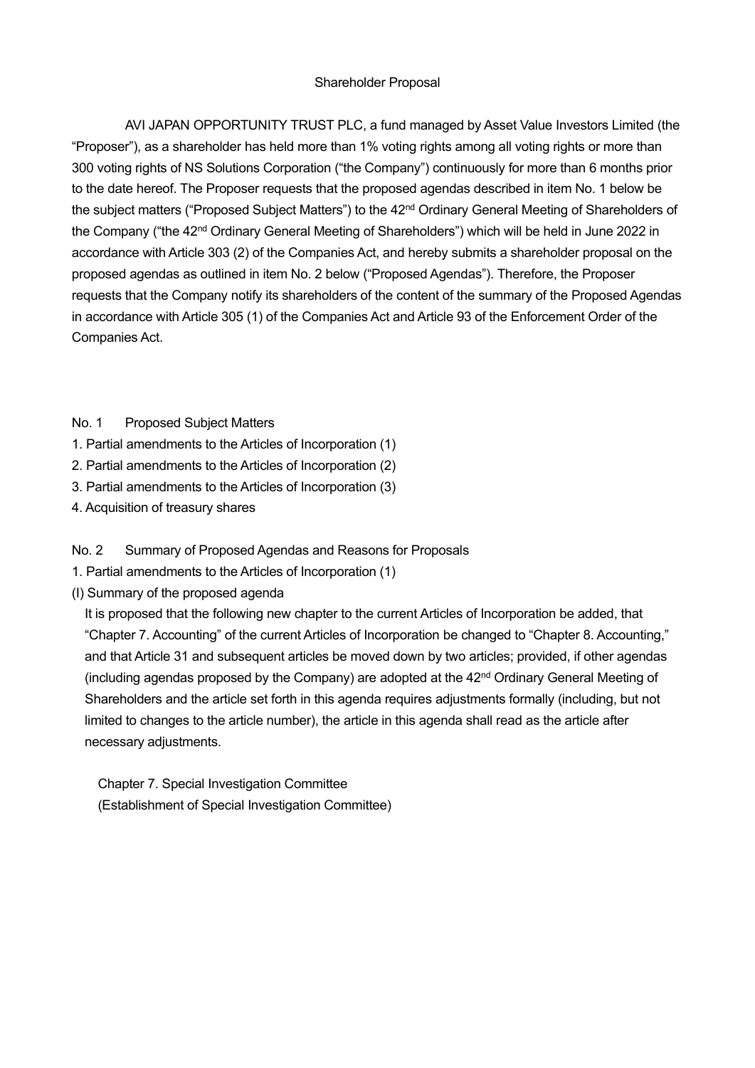# Shareholder Proposal

AVI JAPAN OPPORTUNITY TRUST PLC, a fund managed by Asset Value Investors Limited (the "Proposer"), as a shareholder has held more than 1% voting rights among all voting rights or more than 300 voting rights of NS Solutions Corporation ("the Company") continuously for more than 6 months prior to the date hereof. The Proposer requests that the proposed agendas described in item No. 1 below be the subject matters ("Proposed Subject Matters") to the 42nd Ordinary General Meeting of Shareholders of the Company ("the 42nd Ordinary General Meeting of Shareholders") which will be held in June 2022 in accordance with Article 303 (2) of the Companies Act, and hereby submits a shareholder proposal on the proposed agendas as outlined in item No. 2 below ("Proposed Agendas"). Therefore, the Proposer requests that the Company notify its shareholders of the content of the summary of the Proposed Agendas in accordance with Article 305 (1) of the Companies Act and Article 93 of the Enforcement Order of the Companies Act.

No. 1 Proposed Subject Matters

1. Partial amendments to the Articles of Incorporation (1)
2. Partial amendments to the Articles of Incorporation (2)
3. Partial amendments to the Articles of Incorporation (3)
4. Acquisition of treasury shares

No. 2 Summary of Proposed Agendas and Reasons for Proposals

1. Partial amendments to the Articles of Incorporation (1)

(I) Summary of the proposed agenda

It is proposed that the following new chapter to the current Articles of Incorporation be added, that "Chapter 7. Accounting" of the current Articles of Incorporation be changed to "Chapter 8. Accounting," and that Article 31 and subsequent articles be moved down by two articles; provided, if other agendas (including agendas proposed by the Company) are adopted at the 42nd Ordinary General Meeting of Shareholders and the article set forth in this agenda requires adjustments formally (including, but not limited to changes to the article number), the article in this agenda shall read as the article after necessary adjustments.

Chapter 7. Special Investigation Committee

(Establishment of Special Investigation Committee)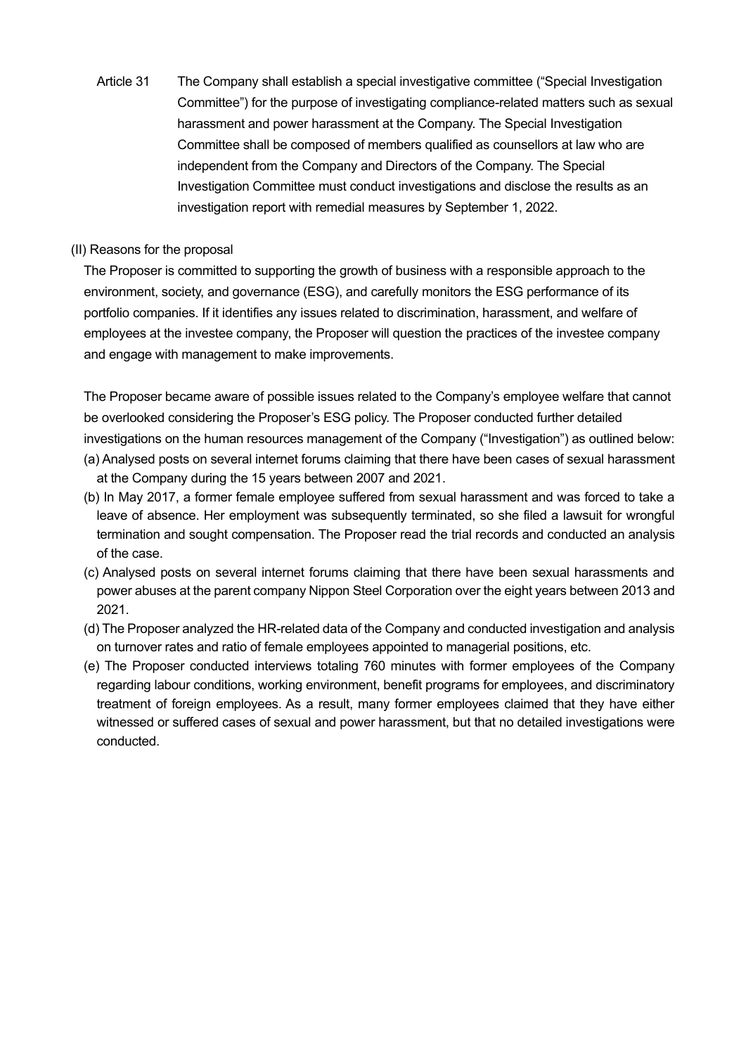Article 31 The Company shall establish a special investigative committee ("Special Investigation Committee") for the purpose of investigating compliance-related matters such as sexual harassment and power harassment at the Company. The Special Investigation Committee shall be composed of members qualified as counsellors at law who are independent from the Company and Directors of the Company. The Special Investigation Committee must conduct investigations and disclose the results as an investigation report with remedial measures by September 1, 2022.

(II) Reasons for the proposal

The Proposer is committed to supporting the growth of business with a responsible approach to the environment, society, and governance (ESG), and carefully monitors the ESG performance of its portfolio companies. If it identifies any issues related to discrimination, harassment, and welfare of employees at the investee company, the Proposer will question the practices of the investee company and engage with management to make improvements.

The Proposer became aware of possible issues related to the Company's employee welfare that cannot be overlooked considering the Proposer's ESG policy. The Proposer conducted further detailed investigations on the human resources management of the Company ("Investigation") as outlined below:

(a) Analysed posts on several internet forums claiming that there have been cases of sexual harassment at the Company during the 15 years between 2007 and 2021.

(b) In May 2017, a former female employee suffered from sexual harassment and was forced to take a leave of absence. Her employment was subsequently terminated, so she filed a lawsuit for wrongful termination and sought compensation. The Proposer read the trial records and conducted an analysis of the case.

(c) Analysed posts on several internet forums claiming that there have been sexual harassments and power abuses at the parent company Nippon Steel Corporation over the eight years between 2013 and 2021.

(d) The Proposer analyzed the HR-related data of the Company and conducted investigation and analysis on turnover rates and ratio of female employees appointed to managerial positions, etc.

(e) The Proposer conducted interviews totaling 760 minutes with former employees of the Company regarding labour conditions, working environment, benefit programs for employees, and discriminatory treatment of foreign employees. As a result, many former employees claimed that they have either witnessed or suffered cases of sexual and power harassment, but that no detailed investigations were conducted.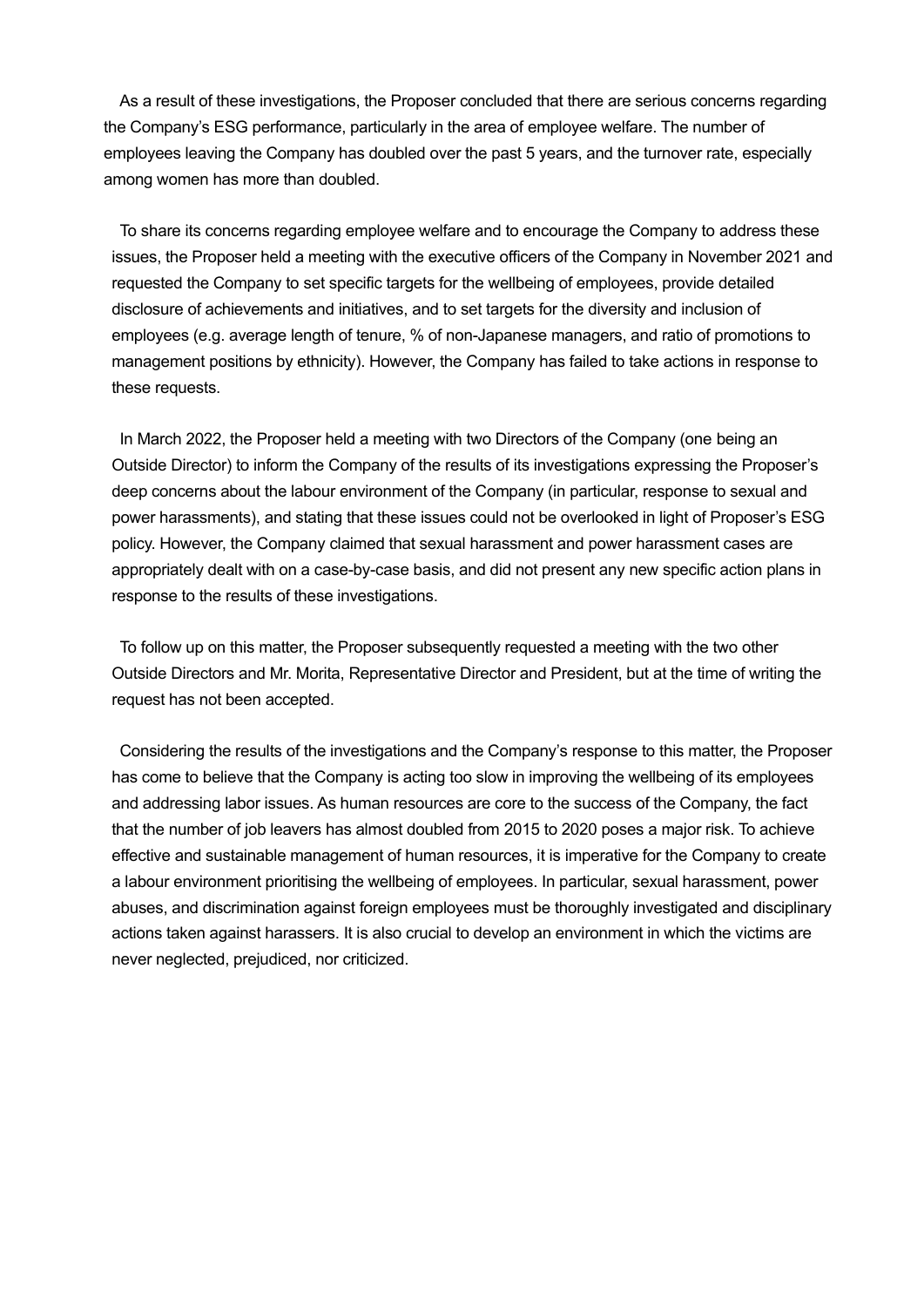As a result of these investigations, the Proposer concluded that there are serious concerns regarding the Company's ESG performance, particularly in the area of employee welfare. The number of employees leaving the Company has doubled over the past 5 years, and the turnover rate, especially among women has more than doubled.

To share its concerns regarding employee welfare and to encourage the Company to address these issues, the Proposer held a meeting with the executive officers of the Company in November 2021 and requested the Company to set specific targets for the wellbeing of employees, provide detailed disclosure of achievements and initiatives, and to set targets for the diversity and inclusion of employees (e.g. average length of tenure, % of non-Japanese managers, and ratio of promotions to management positions by ethnicity). However, the Company has failed to take actions in response to these requests.

In March 2022, the Proposer held a meeting with two Directors of the Company (one being an Outside Director) to inform the Company of the results of its investigations expressing the Proposer's deep concerns about the labour environment of the Company (in particular, response to sexual and power harassments), and stating that these issues could not be overlooked in light of Proposer's ESG policy. However, the Company claimed that sexual harassment and power harassment cases are appropriately dealt with on a case-by-case basis, and did not present any new specific action plans in response to the results of these investigations.

To follow up on this matter, the Proposer subsequently requested a meeting with the two other Outside Directors and Mr. Morita, Representative Director and President, but at the time of writing the request has not been accepted.

Considering the results of the investigations and the Company's response to this matter, the Proposer has come to believe that the Company is acting too slow in improving the wellbeing of its employees and addressing labor issues. As human resources are core to the success of the Company, the fact that the number of job leavers has almost doubled from 2015 to 2020 poses a major risk. To achieve effective and sustainable management of human resources, it is imperative for the Company to create a labour environment prioritising the wellbeing of employees. In particular, sexual harassment, power abuses, and discrimination against foreign employees must be thoroughly investigated and disciplinary actions taken against harassers. It is also crucial to develop an environment in which the victims are never neglected, prejudiced, nor criticized.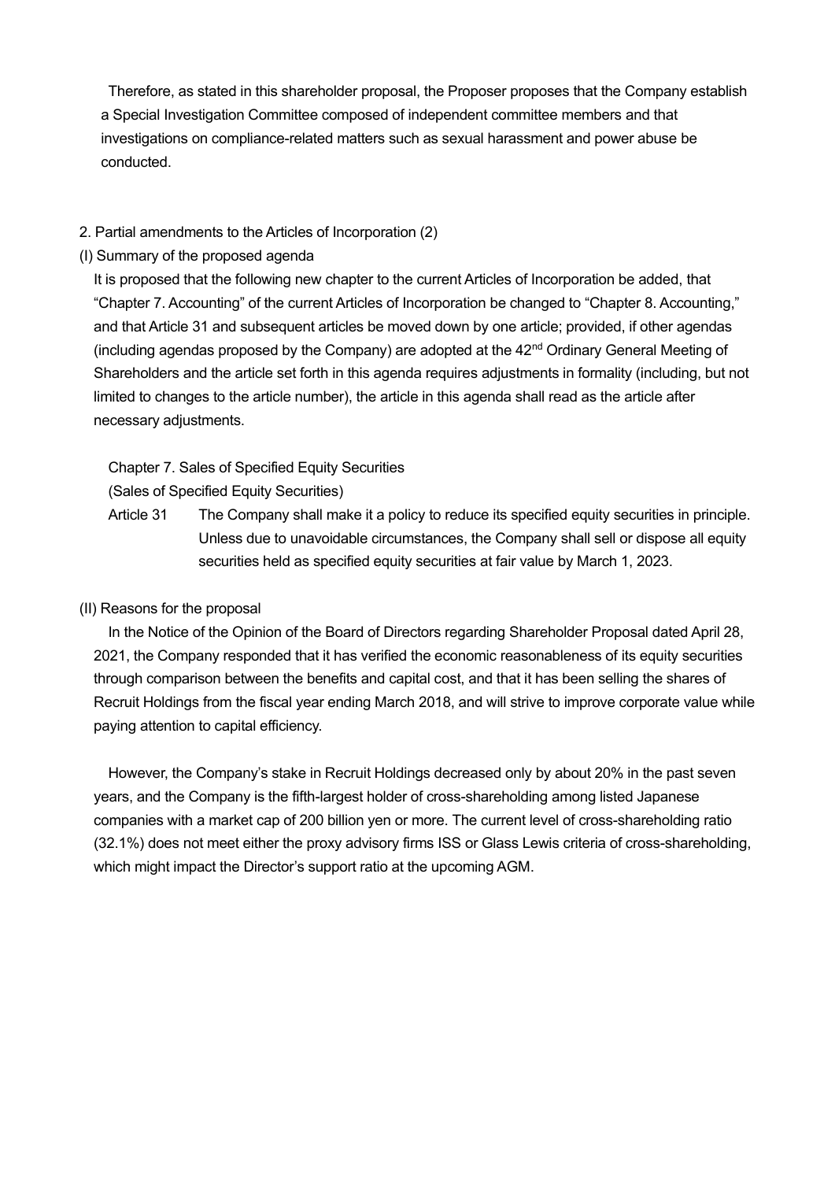Therefore, as stated in this shareholder proposal, the Proposer proposes that the Company establish a Special Investigation Committee composed of independent committee members and that investigations on compliance-related matters such as sexual harassment and power abuse be conducted.

2. Partial amendments to the Articles of Incorporation (2)

(I) Summary of the proposed agenda

It is proposed that the following new chapter to the current Articles of Incorporation be added, that "Chapter 7. Accounting" of the current Articles of Incorporation be changed to "Chapter 8. Accounting," and that Article 31 and subsequent articles be moved down by one article; provided, if other agendas (including agendas proposed by the Company) are adopted at the 42nd Ordinary General Meeting of Shareholders and the article set forth in this agenda requires adjustments in formality (including, but not limited to changes to the article number), the article in this agenda shall read as the article after necessary adjustments.

Chapter 7. Sales of Specified Equity Securities

(Sales of Specified Equity Securities)

Article 31 The Company shall make it a policy to reduce its specified equity securities in principle. Unless due to unavoidable circumstances, the Company shall sell or dispose all equity securities held as specified equity securities at fair value by March 1, 2023.

(II) Reasons for the proposal

In the Notice of the Opinion of the Board of Directors regarding Shareholder Proposal dated April 28, 2021, the Company responded that it has verified the economic reasonableness of its equity securities through comparison between the benefits and capital cost, and that it has been selling the shares of Recruit Holdings from the fiscal year ending March 2018, and will strive to improve corporate value while paying attention to capital efficiency.

However, the Company's stake in Recruit Holdings decreased only by about 20% in the past seven years, and the Company is the fifth-largest holder of cross-shareholding among listed Japanese companies with a market cap of 200 billion yen or more. The current level of cross-shareholding ratio (32.1%) does not meet either the proxy advisory firms ISS or Glass Lewis criteria of cross-shareholding, which might impact the Director's support ratio at the upcoming AGM.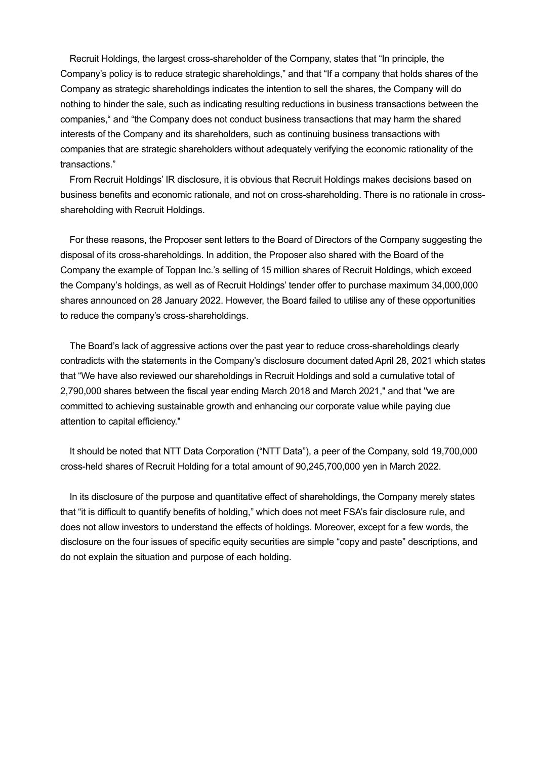Recruit Holdings, the largest cross-shareholder of the Company, states that "In principle, the Company's policy is to reduce strategic shareholdings," and that "If a company that holds shares of the Company as strategic shareholdings indicates the intention to sell the shares, the Company will do nothing to hinder the sale, such as indicating resulting reductions in business transactions between the companies," and "the Company does not conduct business transactions that may harm the shared interests of the Company and its shareholders, such as continuing business transactions with companies that are strategic shareholders without adequately verifying the economic rationality of the transactions."

From Recruit Holdings' IR disclosure, it is obvious that Recruit Holdings makes decisions based on business benefits and economic rationale, and not on cross-shareholding. There is no rationale in cross-shareholding with Recruit Holdings.

For these reasons, the Proposer sent letters to the Board of Directors of the Company suggesting the disposal of its cross-shareholdings. In addition, the Proposer also shared with the Board of the Company the example of Toppan Inc.'s selling of 15 million shares of Recruit Holdings, which exceed the Company's holdings, as well as of Recruit Holdings' tender offer to purchase maximum 34,000,000 shares announced on 28 January 2022. However, the Board failed to utilise any of these opportunities to reduce the company's cross-shareholdings.

The Board's lack of aggressive actions over the past year to reduce cross-shareholdings clearly contradicts with the statements in the Company's disclosure document dated April 28, 2021 which states that "We have also reviewed our shareholdings in Recruit Holdings and sold a cumulative total of 2,790,000 shares between the fiscal year ending March 2018 and March 2021," and that "we are committed to achieving sustainable growth and enhancing our corporate value while paying due attention to capital efficiency."

It should be noted that NTT Data Corporation ("NTT Data"), a peer of the Company, sold 19,700,000 cross-held shares of Recruit Holding for a total amount of 90,245,700,000 yen in March 2022.

In its disclosure of the purpose and quantitative effect of shareholdings, the Company merely states that "it is difficult to quantify benefits of holding," which does not meet FSA's fair disclosure rule, and does not allow investors to understand the effects of holdings. Moreover, except for a few words, the disclosure on the four issues of specific equity securities are simple "copy and paste" descriptions, and do not explain the situation and purpose of each holding.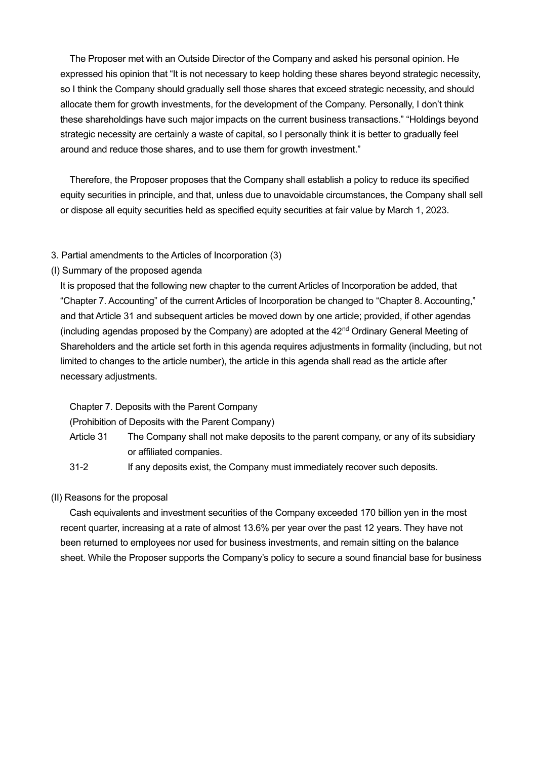The Proposer met with an Outside Director of the Company and asked his personal opinion. He expressed his opinion that "It is not necessary to keep holding these shares beyond strategic necessity, so I think the Company should gradually sell those shares that exceed strategic necessity, and should allocate them for growth investments, for the development of the Company. Personally, I don't think these shareholdings have such major impacts on the current business transactions." "Holdings beyond strategic necessity are certainly a waste of capital, so I personally think it is better to gradually feel around and reduce those shares, and to use them for growth investment."

Therefore, the Proposer proposes that the Company shall establish a policy to reduce its specified equity securities in principle, and that, unless due to unavoidable circumstances, the Company shall sell or dispose all equity securities held as specified equity securities at fair value by March 1, 2023.

3. Partial amendments to the Articles of Incorporation (3)

(I) Summary of the proposed agenda

It is proposed that the following new chapter to the current Articles of Incorporation be added, that "Chapter 7. Accounting" of the current Articles of Incorporation be changed to "Chapter 8. Accounting," and that Article 31 and subsequent articles be moved down by one article; provided, if other agendas (including agendas proposed by the Company) are adopted at the 42nd Ordinary General Meeting of Shareholders and the article set forth in this agenda requires adjustments in formality (including, but not limited to changes to the article number), the article in this agenda shall read as the article after necessary adjustments.

Chapter 7. Deposits with the Parent Company

(Prohibition of Deposits with the Parent Company)

Article 31 The Company shall not make deposits to the parent company, or any of its subsidiary or affiliated companies.

31-2 If any deposits exist, the Company must immediately recover such deposits.

(II) Reasons for the proposal

Cash equivalents and investment securities of the Company exceeded 170 billion yen in the most recent quarter, increasing at a rate of almost 13.6% per year over the past 12 years. They have not been returned to employees nor used for business investments, and remain sitting on the balance sheet. While the Proposer supports the Company's policy to secure a sound financial base for business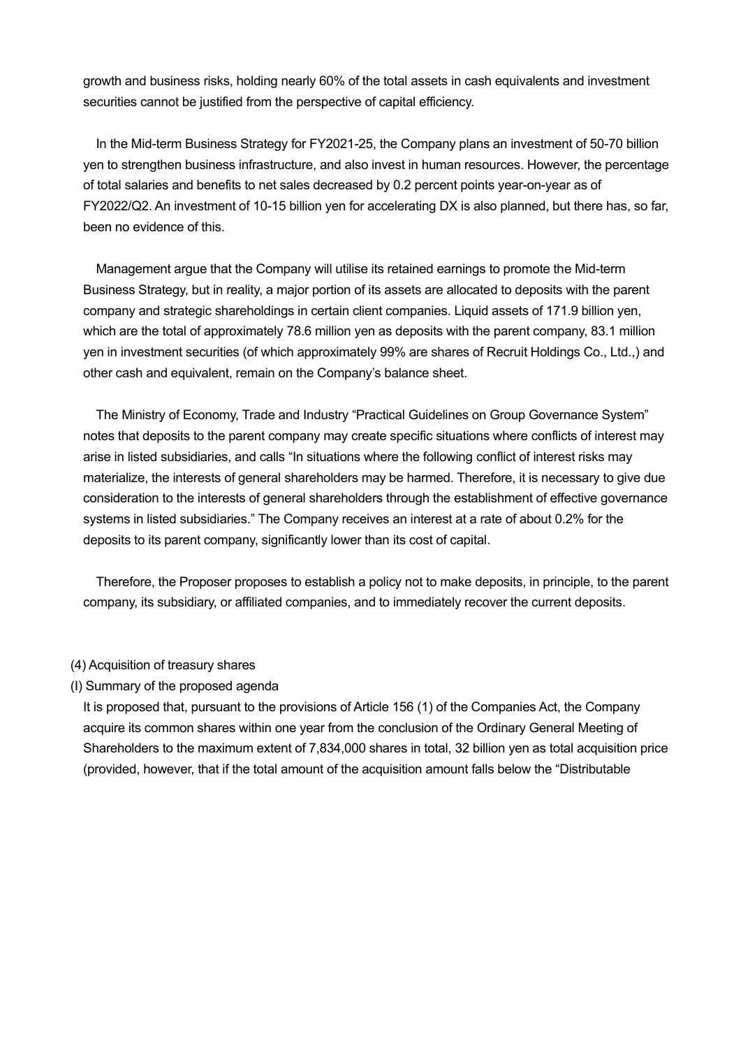growth and business risks, holding nearly 60% of the total assets in cash equivalents and investment securities cannot be justified from the perspective of capital efficiency.

In the Mid-term Business Strategy for FY2021-25, the Company plans an investment of 50-70 billion yen to strengthen business infrastructure, and also invest in human resources. However, the percentage of total salaries and benefits to net sales decreased by 0.2 percent points year-on-year as of FY2022/Q2. An investment of 10-15 billion yen for accelerating DX is also planned, but there has, so far, been no evidence of this.

Management argue that the Company will utilise its retained earnings to promote the Mid-term Business Strategy, but in reality, a major portion of its assets are allocated to deposits with the parent company and strategic shareholdings in certain client companies. Liquid assets of 171.9 billion yen, which are the total of approximately 78.6 million yen as deposits with the parent company, 83.1 million yen in investment securities (of which approximately 99% are shares of Recruit Holdings Co., Ltd.,) and other cash and equivalent, remain on the Company's balance sheet.

The Ministry of Economy, Trade and Industry "Practical Guidelines on Group Governance System" notes that deposits to the parent company may create specific situations where conflicts of interest may arise in listed subsidiaries, and calls "In situations where the following conflict of interest risks may materialize, the interests of general shareholders may be harmed. Therefore, it is necessary to give due consideration to the interests of general shareholders through the establishment of effective governance systems in listed subsidiaries." The Company receives an interest at a rate of about 0.2% for the deposits to its parent company, significantly lower than its cost of capital.

Therefore, the Proposer proposes to establish a policy not to make deposits, in principle, to the parent company, its subsidiary, or affiliated companies, and to immediately recover the current deposits.

(4) Acquisition of treasury shares

(I) Summary of the proposed agenda

It is proposed that, pursuant to the provisions of Article 156 (1) of the Companies Act, the Company acquire its common shares within one year from the conclusion of the Ordinary General Meeting of Shareholders to the maximum extent of 7,834,000 shares in total, 32 billion yen as total acquisition price (provided, however, that if the total amount of the acquisition amount falls below the "Distributable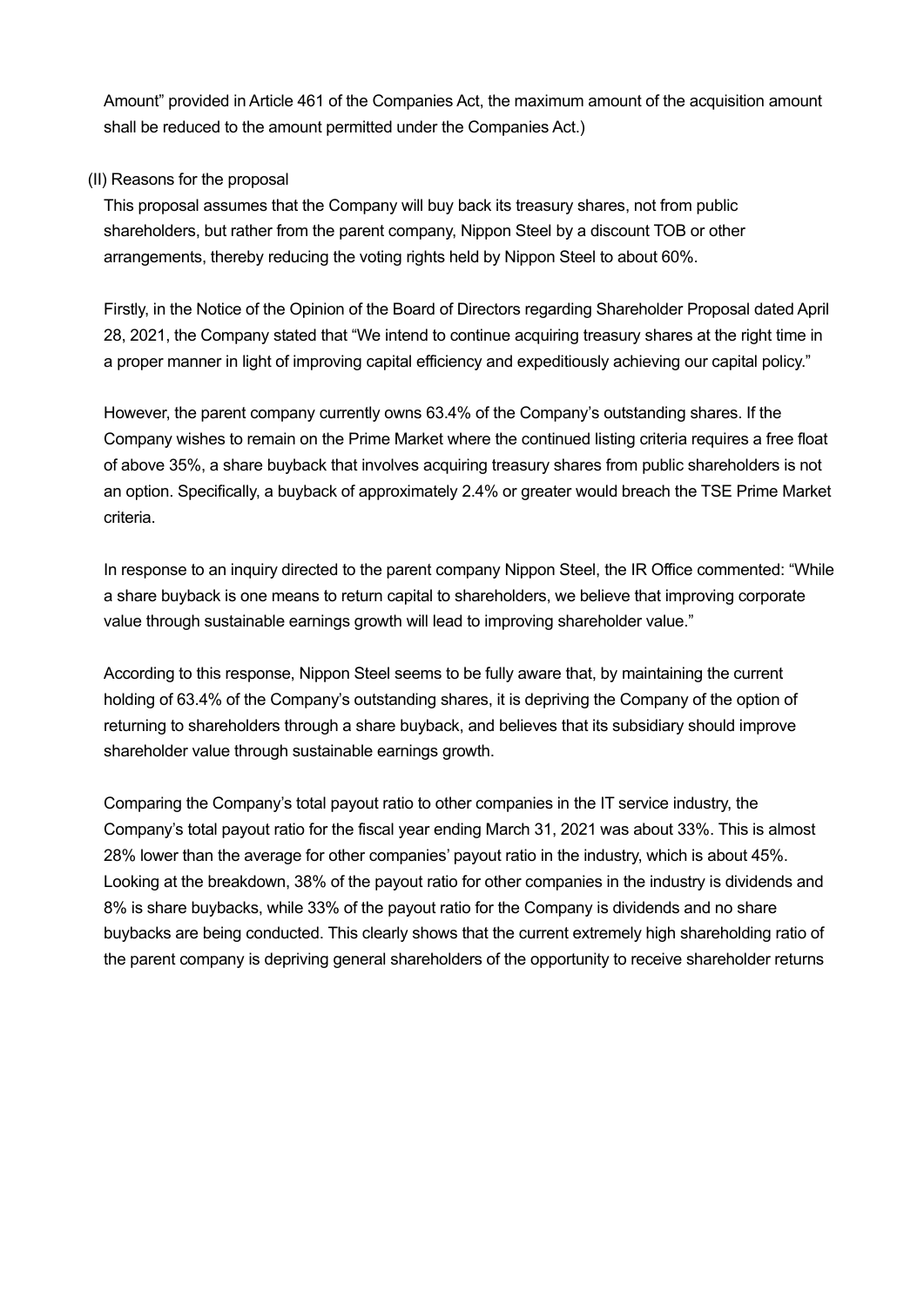Amount" provided in Article 461 of the Companies Act, the maximum amount of the acquisition amount shall be reduced to the amount permitted under the Companies Act.)

(II) Reasons for the proposal

This proposal assumes that the Company will buy back its treasury shares, not from public shareholders, but rather from the parent company, Nippon Steel by a discount TOB or other arrangements, thereby reducing the voting rights held by Nippon Steel to about 60%.

Firstly, in the Notice of the Opinion of the Board of Directors regarding Shareholder Proposal dated April 28, 2021, the Company stated that "We intend to continue acquiring treasury shares at the right time in a proper manner in light of improving capital efficiency and expeditiously achieving our capital policy."

However, the parent company currently owns 63.4% of the Company's outstanding shares. If the Company wishes to remain on the Prime Market where the continued listing criteria requires a free float of above 35%, a share buyback that involves acquiring treasury shares from public shareholders is not an option. Specifically, a buyback of approximately 2.4% or greater would breach the TSE Prime Market criteria.

In response to an inquiry directed to the parent company Nippon Steel, the IR Office commented: "While a share buyback is one means to return capital to shareholders, we believe that improving corporate value through sustainable earnings growth will lead to improving shareholder value."

According to this response, Nippon Steel seems to be fully aware that, by maintaining the current holding of 63.4% of the Company's outstanding shares, it is depriving the Company of the option of returning to shareholders through a share buyback, and believes that its subsidiary should improve shareholder value through sustainable earnings growth.

Comparing the Company's total payout ratio to other companies in the IT service industry, the Company's total payout ratio for the fiscal year ending March 31, 2021 was about 33%. This is almost 28% lower than the average for other companies' payout ratio in the industry, which is about 45%. Looking at the breakdown, 38% of the payout ratio for other companies in the industry is dividends and 8% is share buybacks, while 33% of the payout ratio for the Company is dividends and no share buybacks are being conducted. This clearly shows that the current extremely high shareholding ratio of the parent company is depriving general shareholders of the opportunity to receive shareholder returns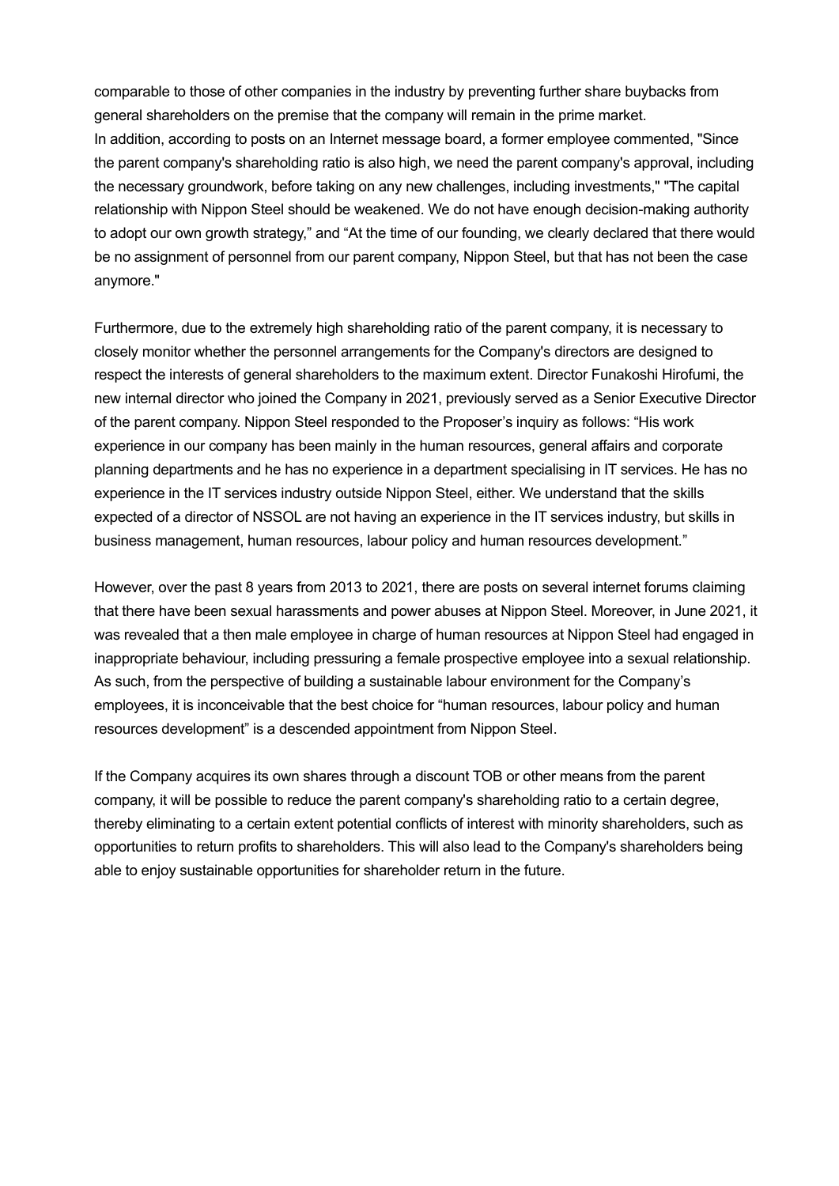comparable to those of other companies in the industry by preventing further share buybacks from general shareholders on the premise that the company will remain in the prime market.
In addition, according to posts on an Internet message board, a former employee commented, "Since the parent company's shareholding ratio is also high, we need the parent company's approval, including the necessary groundwork, before taking on any new challenges, including investments," "The capital relationship with Nippon Steel should be weakened. We do not have enough decision-making authority to adopt our own growth strategy," and "At the time of our founding, we clearly declared that there would be no assignment of personnel from our parent company, Nippon Steel, but that has not been the case anymore."

Furthermore, due to the extremely high shareholding ratio of the parent company, it is necessary to closely monitor whether the personnel arrangements for the Company's directors are designed to respect the interests of general shareholders to the maximum extent. Director Funakoshi Hirofumi, the new internal director who joined the Company in 2021, previously served as a Senior Executive Director of the parent company. Nippon Steel responded to the Proposer's inquiry as follows: "His work experience in our company has been mainly in the human resources, general affairs and corporate planning departments and he has no experience in a department specialising in IT services. He has no experience in the IT services industry outside Nippon Steel, either. We understand that the skills expected of a director of NSSOL are not having an experience in the IT services industry, but skills in business management, human resources, labour policy and human resources development."

However, over the past 8 years from 2013 to 2021, there are posts on several internet forums claiming that there have been sexual harassments and power abuses at Nippon Steel. Moreover, in June 2021, it was revealed that a then male employee in charge of human resources at Nippon Steel had engaged in inappropriate behaviour, including pressuring a female prospective employee into a sexual relationship. As such, from the perspective of building a sustainable labour environment for the Company's employees, it is inconceivable that the best choice for "human resources, labour policy and human resources development" is a descended appointment from Nippon Steel.

If the Company acquires its own shares through a discount TOB or other means from the parent company, it will be possible to reduce the parent company's shareholding ratio to a certain degree, thereby eliminating to a certain extent potential conflicts of interest with minority shareholders, such as opportunities to return profits to shareholders. This will also lead to the Company's shareholders being able to enjoy sustainable opportunities for shareholder return in the future.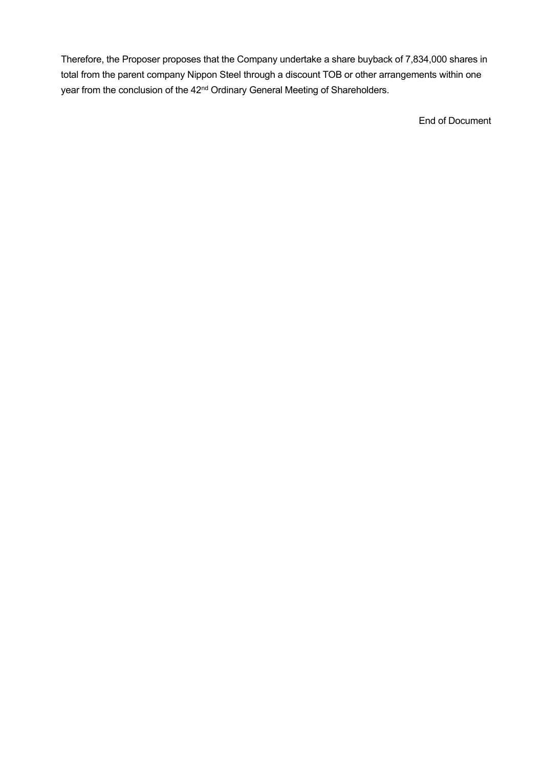Therefore, the Proposer proposes that the Company undertake a share buyback of 7,834,000 shares in total from the parent company Nippon Steel through a discount TOB or other arrangements within one year from the conclusion of the 42nd Ordinary General Meeting of Shareholders.

End of Document